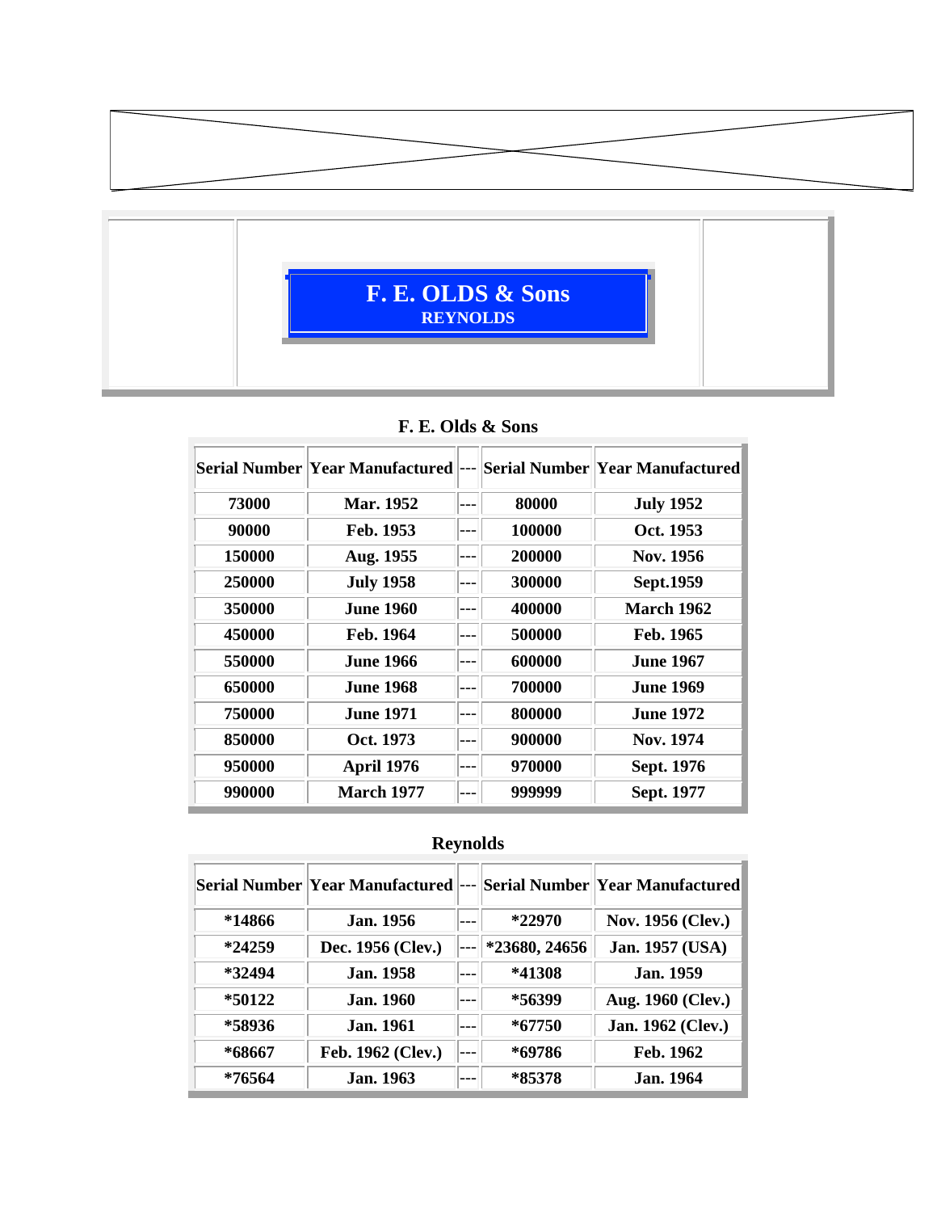# F. E. OLDS & Sons
## REYNOLDS

### F. E. Olds & Sons

| Serial Number | Year Manufactured | --- | Serial Number | Year Manufactured |
|---|---|---|---|---|
| 73000 | Mar. 1952 | --- | 80000 | July 1952 |
| 90000 | Feb. 1953 | --- | 100000 | Oct. 1953 |
| 150000 | Aug. 1955 | --- | 200000 | Nov. 1956 |
| 250000 | July 1958 | --- | 300000 | Sept.1959 |
| 350000 | June 1960 | --- | 400000 | March 1962 |
| 450000 | Feb. 1964 | --- | 500000 | Feb. 1965 |
| 550000 | June 1966 | --- | 600000 | June 1967 |
| 650000 | June 1968 | --- | 700000 | June 1969 |
| 750000 | June 1971 | --- | 800000 | June 1972 |
| 850000 | Oct. 1973 | --- | 900000 | Nov. 1974 |
| 950000 | April 1976 | --- | 970000 | Sept. 1976 |
| 990000 | March 1977 | --- | 999999 | Sept. 1977 |

### Reynolds

| Serial Number | Year Manufactured | --- | Serial Number | Year Manufactured |
|---|---|---|---|---|
| *14866 | Jan. 1956 | --- | *22970 | Nov. 1956 (Clev.) |
| *24259 | Dec. 1956 (Clev.) | --- | *23680, 24656 | Jan. 1957 (USA) |
| *32494 | Jan. 1958 | --- | *41308 | Jan. 1959 |
| *50122 | Jan. 1960 | --- | *56399 | Aug. 1960 (Clev.) |
| *58936 | Jan. 1961 | --- | *67750 | Jan. 1962 (Clev.) |
| *68667 | Feb. 1962 (Clev.) | --- | *69786 | Feb. 1962 |
| *76564 | Jan. 1963 | --- | *85378 | Jan. 1964 |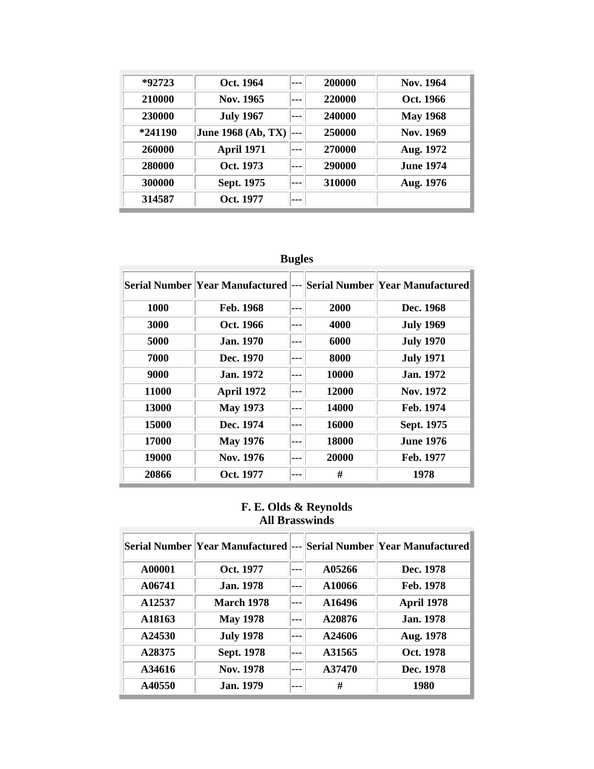| | | | | |
|---|---|---|---|---|
| *92723 | Oct. 1964 | --- | 200000 | Nov. 1964 |
| 210000 | Nov. 1965 | --- | 220000 | Oct. 1966 |
| 230000 | July 1967 | --- | 240000 | May 1968 |
| *241190 | June 1968 (Ab, TX) | --- | 250000 | Nov. 1969 |
| 260000 | April 1971 | --- | 270000 | Aug. 1972 |
| 280000 | Oct. 1973 | --- | 290000 | June 1974 |
| 300000 | Sept. 1975 | --- | 310000 | Aug. 1976 |
| 314587 | Oct. 1977 | --- | | |

**Bugles**

| Serial Number | Year Manufactured | --- | Serial Number | Year Manufactured |
|---|---|---|---|---|
| 1000 | Feb. 1968 | --- | 2000 | Dec. 1968 |
| 3000 | Oct. 1966 | --- | 4000 | July 1969 |
| 5000 | Jan. 1970 | --- | 6000 | July 1970 |
| 7000 | Dec. 1970 | --- | 8000 | July 1971 |
| 9000 | Jan. 1972 | --- | 10000 | Jan. 1972 |
| 11000 | April 1972 | --- | 12000 | Nov. 1972 |
| 13000 | May 1973 | --- | 14000 | Feb. 1974 |
| 15000 | Dec. 1974 | --- | 16000 | Sept. 1975 |
| 17000 | May 1976 | --- | 18000 | June 1976 |
| 19000 | Nov. 1976 | --- | 20000 | Feb. 1977 |
| 20866 | Oct. 1977 | --- | # | 1978 |

**F. E. Olds & Reynolds**
**All Brasswinds**

| Serial Number | Year Manufactured | --- | Serial Number | Year Manufactured |
|---|---|---|---|---|
| A00001 | Oct. 1977 | --- | A05266 | Dec. 1978 |
| A06741 | Jan. 1978 | --- | A10066 | Feb. 1978 |
| A12537 | March 1978 | --- | A16496 | April 1978 |
| A18163 | May 1978 | --- | A20876 | Jan. 1978 |
| A24530 | July 1978 | --- | A24606 | Aug. 1978 |
| A28375 | Sept. 1978 | --- | A31565 | Oct. 1978 |
| A34616 | Nov. 1978 | --- | A37470 | Dec. 1978 |
| A40550 | Jan. 1979 | --- | # | 1980 |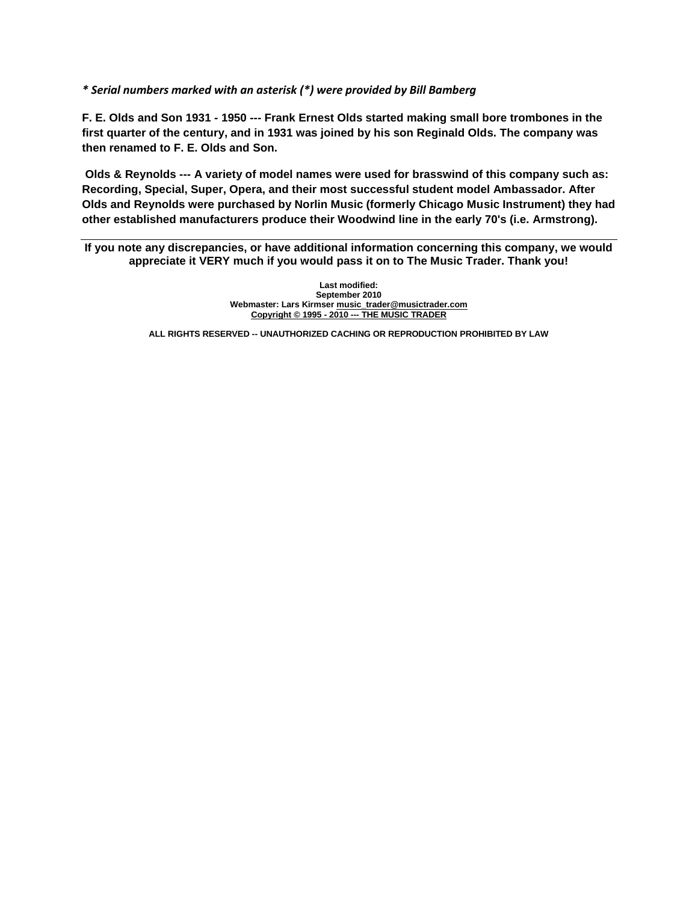*** Serial numbers marked with an asterisk (*) were provided by Bill Bamberg***

**F. E. Olds and Son 1931 - 1950 --- Frank Ernest Olds started making small bore trombones in the first quarter of the century, and in 1931 was joined by his son Reginald Olds. The company was then renamed to F. E. Olds and Son.**

**Olds & Reynolds --- A variety of model names were used for brasswind of this company such as: Recording, Special, Super, Opera, and their most successful student model Ambassador. After Olds and Reynolds were purchased by Norlin Music (formerly Chicago Music Instrument) they had other established manufacturers produce their Woodwind line in the early 70's (i.e. Armstrong).**

---

**If you note any discrepancies, or have additional information concerning this company, we would appreciate it VERY much if you would pass it on to The Music Trader. Thank you!**

**Last modified:**
**September 2010**
**Webmaster: Lars Kirmser music_trader@musictrader.com**
**Copyright © 1995 - 2010 --- THE MUSIC TRADER**

**ALL RIGHTS RESERVED -- UNAUTHORIZED CACHING OR REPRODUCTION PROHIBITED BY LAW**